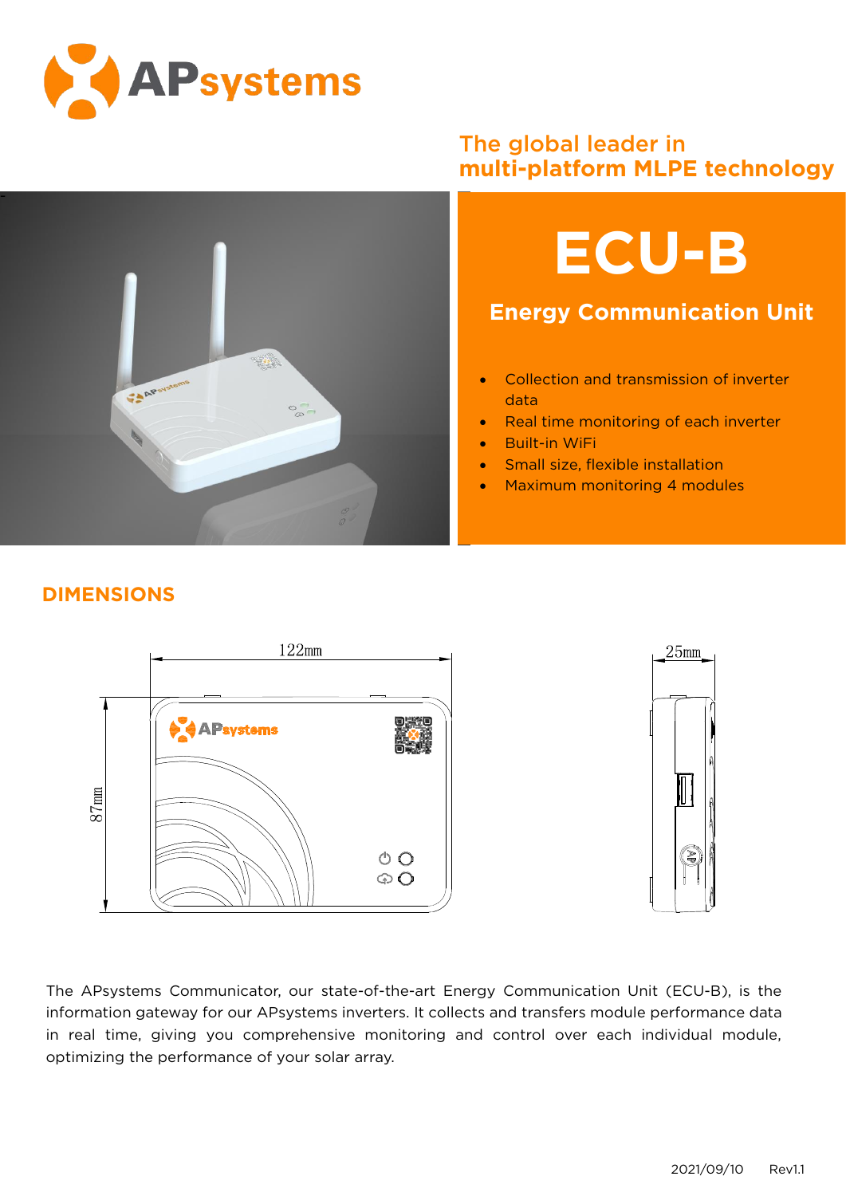# APsystems

## The global leader in multi-platform MLPE technology

# ECU-B

## Energy Communication Unit

- Collection and transmission of inverter data
- Real time monitoring of each inverter
- Built-in WiFi
- Small size, flexible installation
- Maximum monitoring 4 modules

## DIMENSIONS

122mm

87mm

25mm

The APsystems Communicator, our state-of-the-art Energy Communication Unit (ECU-B), is the information gateway for our APsystems inverters. It collects and transfers module performance data in real time, giving you comprehensive monitoring and control over each individual module, optimizing the performance of your solar array.

2021/09/10 Rev1.1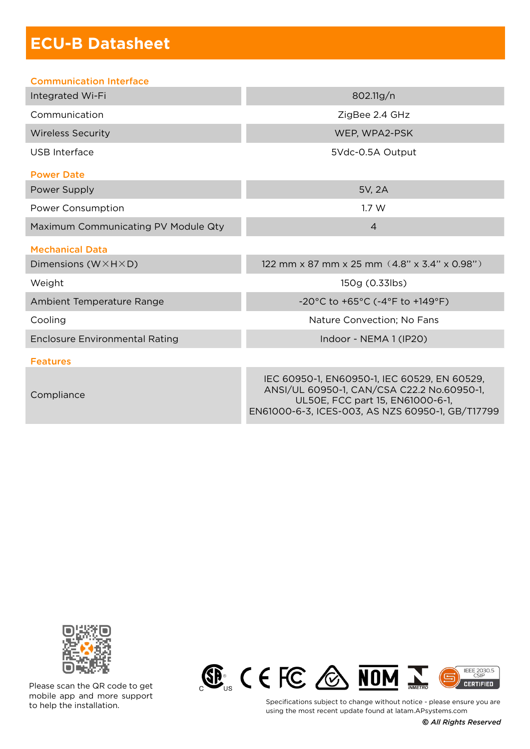# ECU-B Datasheet

| | |
|---|---|
| **Communication Interface** | |
| Integrated Wi-Fi | 802.11g/n |
| Communication | ZigBee 2.4 GHz |
| Wireless Security | WEP, WPA2-PSK |
| USB Interface | 5Vdc-0.5A Output |
| **Power Date** | |
| Power Supply | 5V, 2A |
| Power Consumption | 1.7 W |
| Maximum Communicating PV Module Qty | 4 |
| **Mechanical Data** | |
| Dimensions (W×H×D) | 122 mm x 87 mm x 25 mm（4.8'' x 3.4'' x 0.98''） |
| Weight | 150g (0.33lbs) |
| Ambient Temperature Range | -20°C to +65°C (-4°F to +149°F) |
| Cooling | Nature Convection; No Fans |
| Enclosure Environmental Rating | Indoor - NEMA 1 (IP20) |
| **Features** | |
| Compliance | IEC 60950-1, EN60950-1, IEC 60529, EN 60529, ANSI/UL 60950-1, CAN/CSA C22.2 No.60950-1, UL50E, FCC part 15, EN61000-6-1, EN61000-6-3, ICES-003, AS NZS 60950-1, GB/T17799 |

Please scan the QR code to get mobile app and more support to help the installation.

IEEE 2030.5 CSIP CERTIFIED

Specifications subject to change without notice - please ensure you are using the most recent update found at latam.APsystems.com

***© All Rights Reserved***